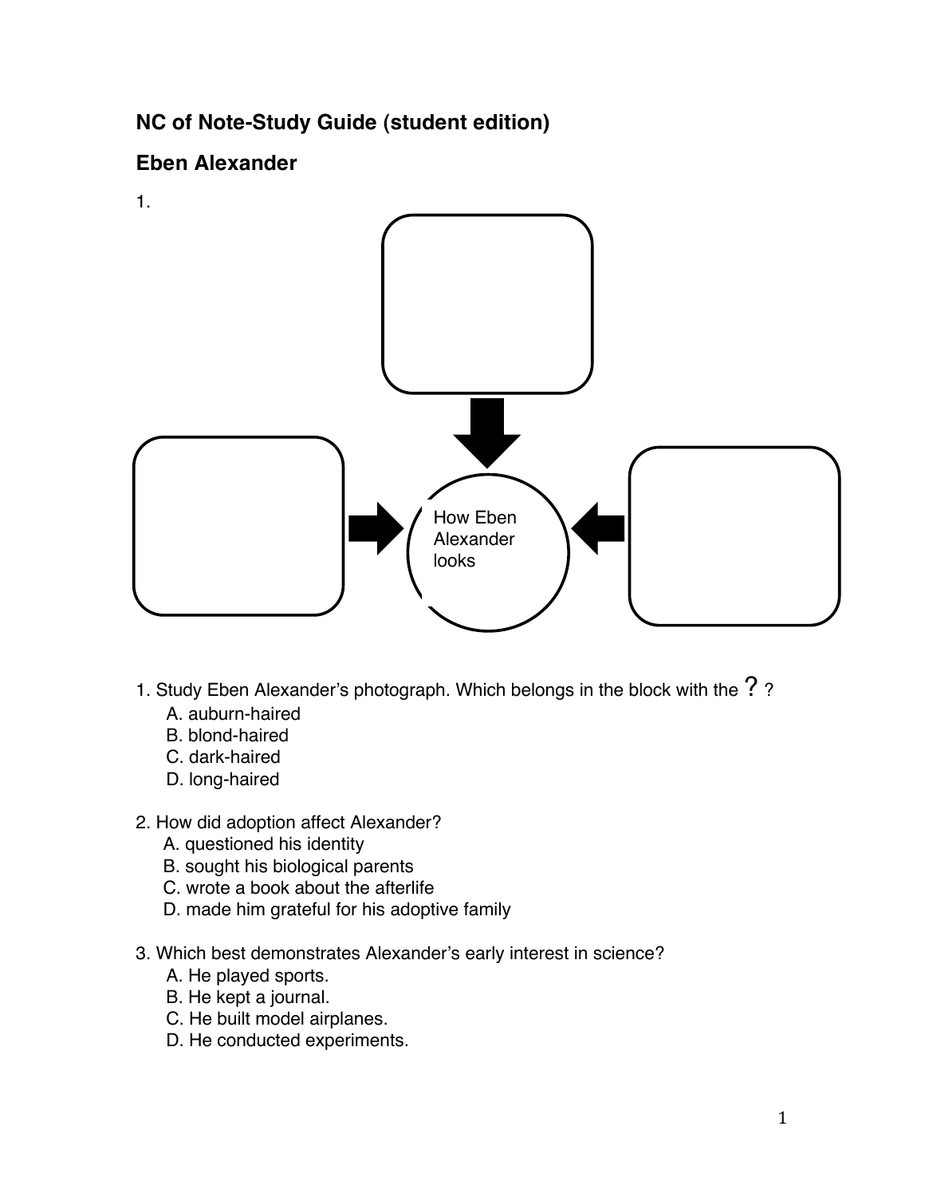## NC of Note-Study Guide (student edition)

## Eben Alexander

1.

How Eben Alexander looks

1. Study Eben Alexander's photograph. Which belongs in the block with the ? ?
   - A. auburn-haired
   - B. blond-haired
   - C. dark-haired
   - D. long-haired

2. How did adoption affect Alexander?
   - A. questioned his identity
   - B. sought his biological parents
   - C. wrote a book about the afterlife
   - D. made him grateful for his adoptive family

3. Which best demonstrates Alexander's early interest in science?
   - A. He played sports.
   - B. He kept a journal.
   - C. He built model airplanes.
   - D. He conducted experiments.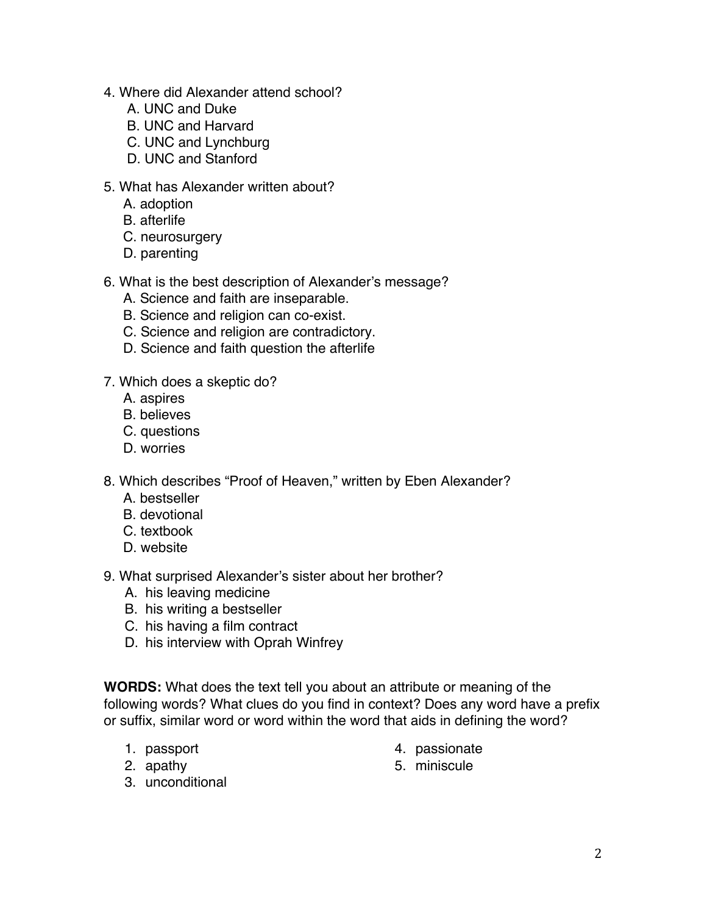4. Where did Alexander attend school?
   A. UNC and Duke
   B. UNC and Harvard
   C. UNC and Lynchburg
   D. UNC and Stanford

5. What has Alexander written about?
   A. adoption
   B. afterlife
   C. neurosurgery
   D. parenting

6. What is the best description of Alexander's message?
   A. Science and faith are inseparable.
   B. Science and religion can co-exist.
   C. Science and religion are contradictory.
   D. Science and faith question the afterlife

7. Which does a skeptic do?
   A. aspires
   B. believes
   C. questions
   D. worries

8. Which describes "Proof of Heaven," written by Eben Alexander?
   A. bestseller
   B. devotional
   C. textbook
   D. website

9. What surprised Alexander's sister about her brother?
   A. his leaving medicine
   B. his writing a bestseller
   C. his having a film contract
   D. his interview with Oprah Winfrey

**WORDS:** What does the text tell you about an attribute or meaning of the following words? What clues do you find in context? Does any word have a prefix or suffix, similar word or word within the word that aids in defining the word?

1. passport
2. apathy
3. unconditional
4. passionate
5. miniscule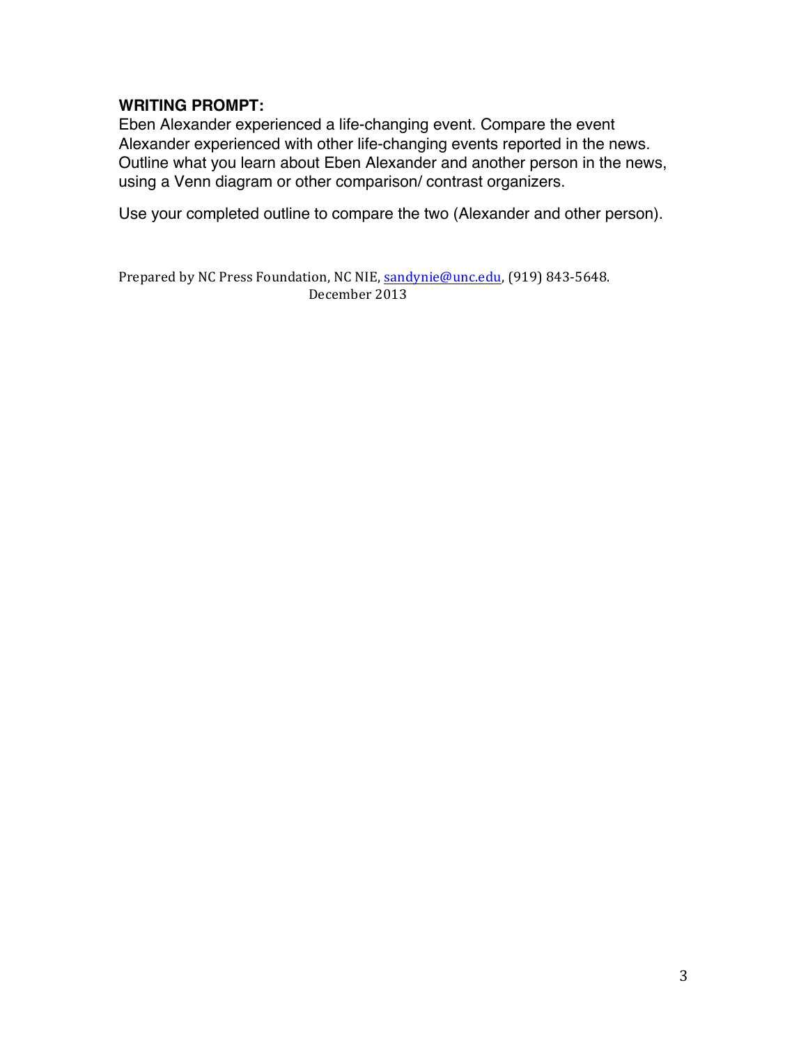**WRITING PROMPT:**

Eben Alexander experienced a life-changing event. Compare the event Alexander experienced with other life-changing events reported in the news. Outline what you learn about Eben Alexander and another person in the news, using a Venn diagram or other comparison/ contrast organizers.

Use your completed outline to compare the two (Alexander and other person).

Prepared by NC Press Foundation, NC NIE, sandynie@unc.edu, (919) 843-5648.
December 2013